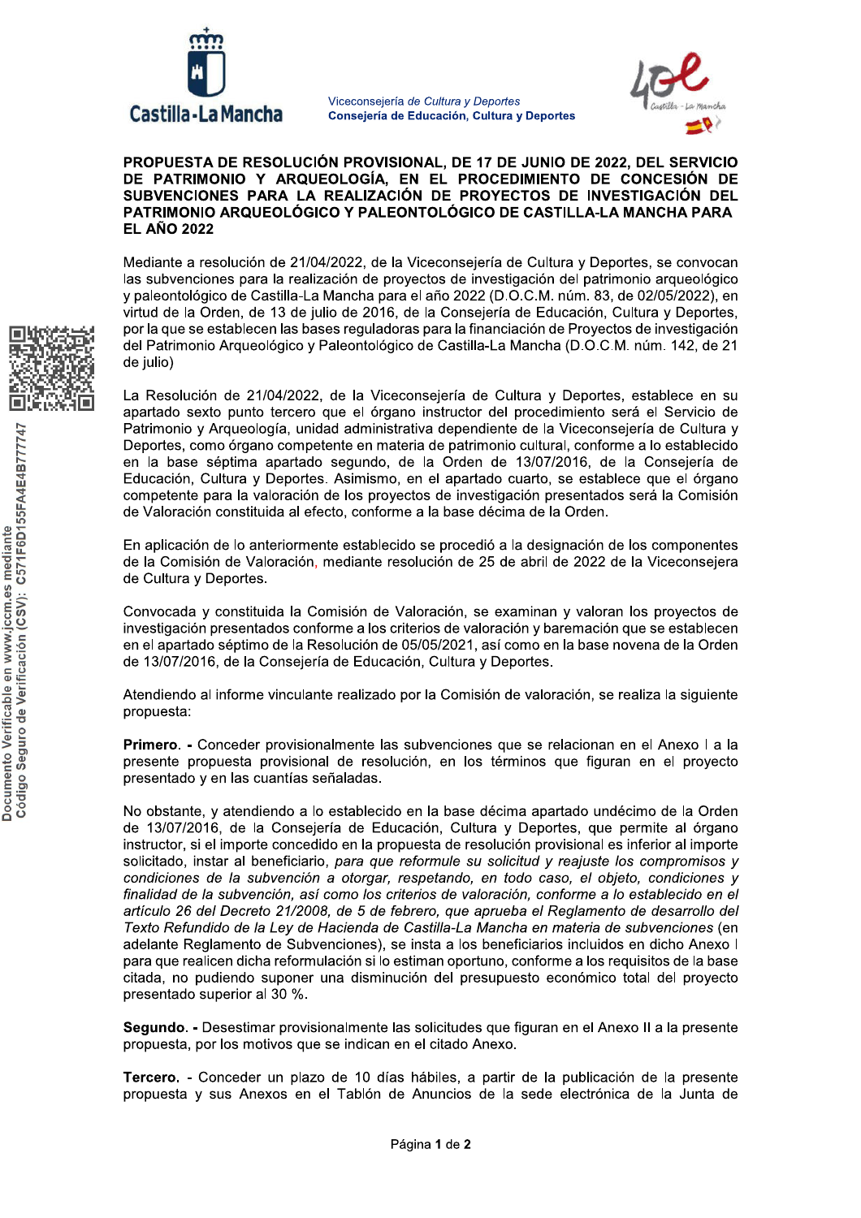Viceconsejería de Cultura y Deportes
**Consejería de Educación, Cultura y Deportes**

**PROPUESTA DE RESOLUCIÓN PROVISIONAL, DE 17 DE JUNIO DE 2022, DEL SERVICIO DE PATRIMONIO Y ARQUEOLOGÍA, EN EL PROCEDIMIENTO DE CONCESIÓN DE SUBVENCIONES PARA LA REALIZACIÓN DE PROYECTOS DE INVESTIGACIÓN DEL PATRIMONIO ARQUEOLÓGICO Y PALEONTOLÓGICO DE CASTILLA-LA MANCHA PARA EL AÑO 2022**

Mediante a resolución de 21/04/2022, de la Viceconsejería de Cultura y Deportes, se convocan las subvenciones para la realización de proyectos de investigación del patrimonio arqueológico y paleontológico de Castilla-La Mancha para el año 2022 (D.O.C.M. núm. 83, de 02/05/2022), en virtud de la Orden, de 13 de julio de 2016, de la Consejería de Educación, Cultura y Deportes, por la que se establecen las bases reguladoras para la financiación de Proyectos de investigación del Patrimonio Arqueológico y Paleontológico de Castilla-La Mancha (D.O.C.M. núm. 142, de 21 de julio)

La Resolución de 21/04/2022, de la Viceconsejería de Cultura y Deportes, establece en su apartado sexto punto tercero que el órgano instructor del procedimiento será el Servicio de Patrimonio y Arqueología, unidad administrativa dependiente de la Viceconsejería de Cultura y Deportes, como órgano competente en materia de patrimonio cultural, conforme a lo establecido en la base séptima apartado segundo, de la Orden de 13/07/2016, de la Consejería de Educación, Cultura y Deportes. Asimismo, en el apartado cuarto, se establece que el órgano competente para la valoración de los proyectos de investigación presentados será la Comisión de Valoración constituida al efecto, conforme a la base décima de la Orden.

En aplicación de lo anteriormente establecido se procedió a la designación de los componentes de la Comisión de Valoración, mediante resolución de 25 de abril de 2022 de la Viceconsejera de Cultura y Deportes.

Convocada y constituida la Comisión de Valoración, se examinan y valoran los proyectos de investigación presentados conforme a los criterios de valoración y baremación que se establecen en el apartado séptimo de la Resolución de 05/05/2021, así como en la base novena de la Orden de 13/07/2016, de la Consejería de Educación, Cultura y Deportes.

Atendiendo al informe vinculante realizado por la Comisión de valoración, se realiza la siguiente propuesta:

**Primero. -** Conceder provisionalmente las subvenciones que se relacionan en el Anexo I a la presente propuesta provisional de resolución, en los términos que figuran en el proyecto presentado y en las cuantías señaladas.

No obstante, y atendiendo a lo establecido en la base décima apartado undécimo de la Orden de 13/07/2016, de la Consejería de Educación, Cultura y Deportes, que permite al órgano instructor, si el importe concedido en la propuesta de resolución provisional es inferior al importe solicitado, instar al beneficiario, *para que reformule su solicitud y reajuste los compromisos y condiciones de la subvención a otorgar, respetando, en todo caso, el objeto, condiciones y finalidad de la subvención, así como los criterios de valoración, conforme a lo establecido en el artículo 26 del Decreto 21/2008, de 5 de febrero, que aprueba el Reglamento de desarrollo del Texto Refundido de la Ley de Hacienda de Castilla-La Mancha en materia de subvenciones* (en adelante Reglamento de Subvenciones), se insta a los beneficiarios incluidos en dicho Anexo I para que realicen dicha reformulación si lo estiman oportuno, conforme a los requisitos de la base citada, no pudiendo suponer una disminución del presupuesto económico total del proyecto presentado superior al 30 %.

**Segundo. -** Desestimar provisionalmente las solicitudes que figuran en el Anexo II a la presente propuesta, por los motivos que se indican en el citado Anexo.

**Tercero. -** Conceder un plazo de 10 días hábiles, a partir de la publicación de la presente propuesta y sus Anexos en el Tablón de Anuncios de la sede electrónica de la Junta de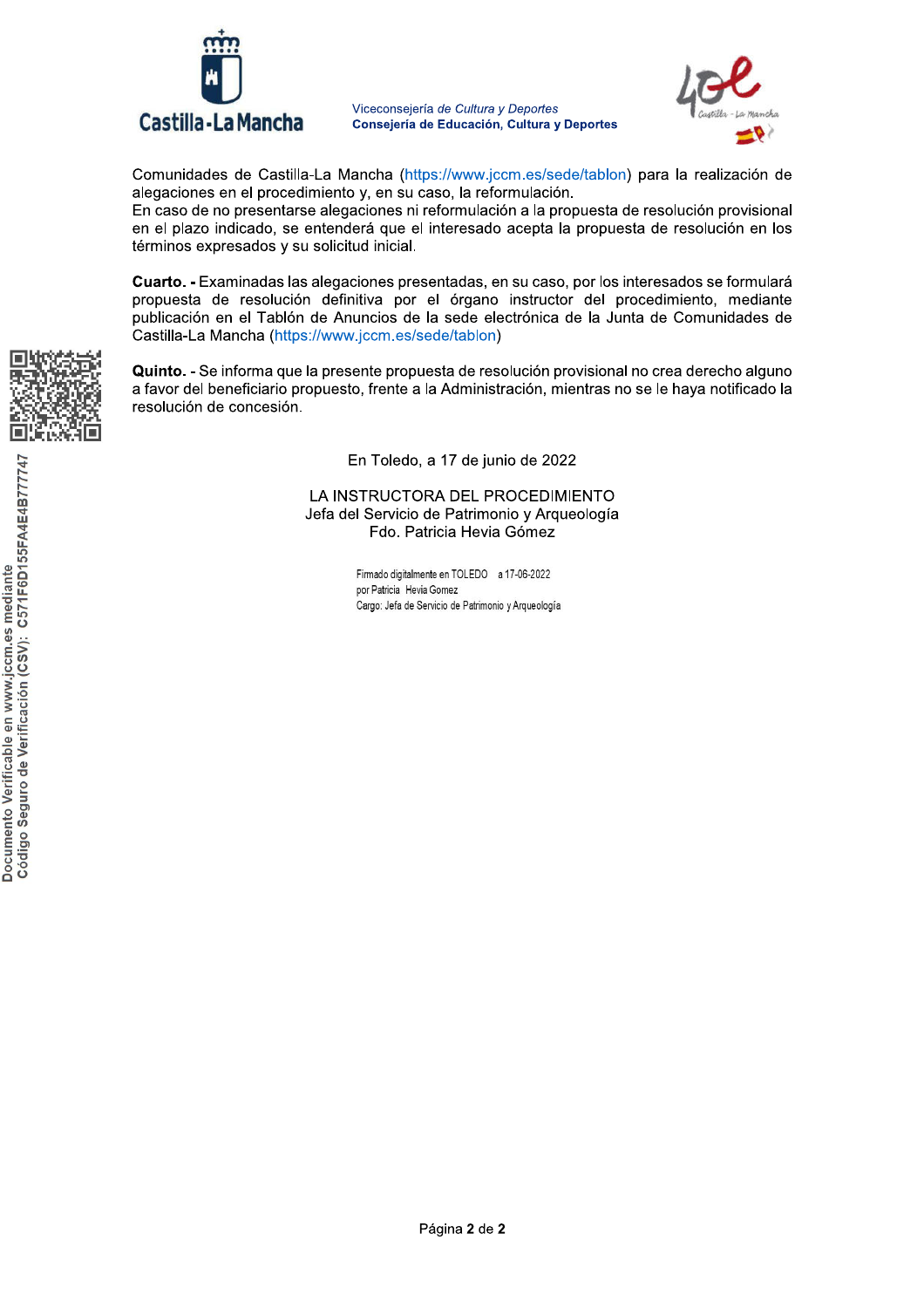Comunidades de Castilla-La Mancha (https://www.jccm.es/sede/tablon) para la realización de alegaciones en el procedimiento y, en su caso, la reformulación.
En caso de no presentarse alegaciones ni reformulación a la propuesta de resolución provisional en el plazo indicado, se entenderá que el interesado acepta la propuesta de resolución en los términos expresados y su solicitud inicial.

**Cuarto. -** Examinadas las alegaciones presentadas, en su caso, por los interesados se formulará propuesta de resolución definitiva por el órgano instructor del procedimiento, mediante publicación en el Tablón de Anuncios de la sede electrónica de la Junta de Comunidades de Castilla-La Mancha (https://www.jccm.es/sede/tablon)

**Quinto.** - Se informa que la presente propuesta de resolución provisional no crea derecho alguno a favor del beneficiario propuesto, frente a la Administración, mientras no se le haya notificado la resolución de concesión.

En Toledo, a 17 de junio de 2022

LA INSTRUCTORA DEL PROCEDIMIENTO
Jefa del Servicio de Patrimonio y Arqueología
Fdo. Patricia Hevia Gómez

Firmado digitalmente en TOLEDO a 17-06-2022
por Patricia Hevia Gomez
Cargo: Jefa de Servicio de Patrimonio y Arqueología

Documento Verificable en www.jccm.es mediante Código Seguro de Verificación (CSV): C571F6D155FA4E4B77747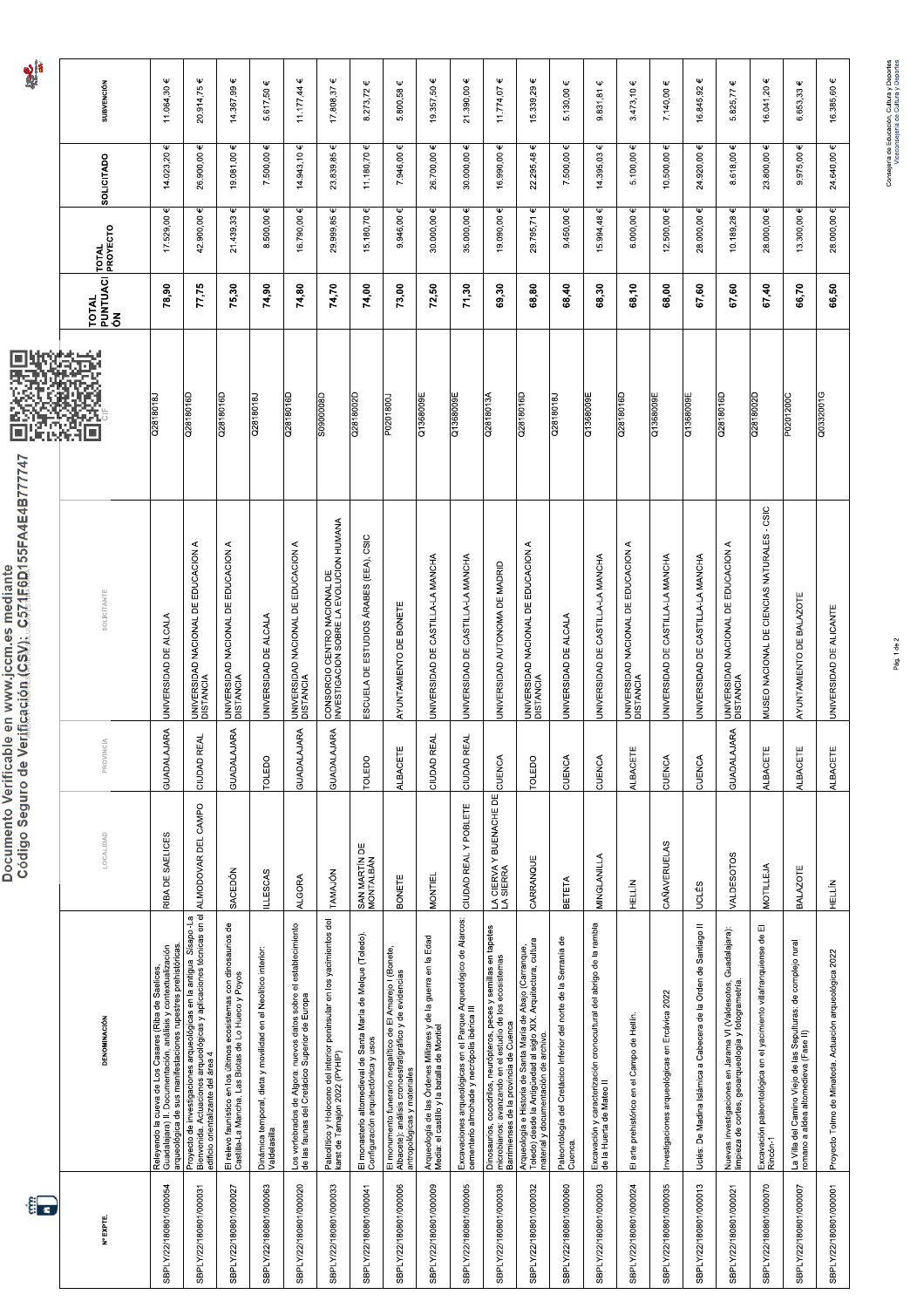| Nº EXPTE. | DENOMINACIÓN | LOCALIDAD | PROVINCIA | SOLICITANTE | CIF | TOTAL PUNTUACIÓN | TOTAL PROYECTO | SOLICITADO | SUBVENCIÓN |
|---|---|---|---|---|---|---|---|---|---|
| SBPLY/22/180801/000054 | Releyendo la cueva de Los Casares (Riba de Saelices, Guadalajara) II. Documentación, análisis y contextualización arqueológica de sus manifestaciones rupestres prehistóricas. | RIBA DE SAELICES | GUADALAJARA | UNIVERSIDAD DE ALCALA | Q2818018J | 78,90 | 17.529,00 € | 14.023,20 € | 11.064,30 € |
| SBPLY/22/180801/000031 | Proyecto de investigaciones arqueológicas en la antigua Sisapo-La Bienvenida. Actuaciones arqueológicas y aplicaciones técnicas en el edificio orientalizante del área 4 | ALMODOVAR DEL CAMPO | CIUDAD REAL | UNIVERSIDAD NACIONAL DE EDUCACION A DISTANCIA | Q2818016D | 77,75 | 42.900,00 € | 26.900,00 € | 20.914,75 € |
| SBPLY/22/180801/000027 | El relevo faunístico en los últimos ecosistemas con dinosaurios de Castilla-La Mancha. Las Biotas de Lo Hueco y Poyos | SACEDÓN | GUADALAJARA | UNIVERSIDAD NACIONAL DE EDUCACION A DISTANCIA | Q2818016D | 75,30 | 21.439,33 € | 19.081,00 € | 14.367,99 € |
| SBPLY/22/180801/000063 | Dinámica temporal, dieta y movilidad en el Neolítico interior: Valdelasilla | ILLESCAS | TOLEDO | UNIVERSIDAD DE ALCALA | Q2818018J | 74,90 | 8.500,00 € | 7.500,00 € | 5.617,50 € |
| SBPLY/22/180801/000020 | Los vertebrados de Algora: nuevos datos sobre el establecimiento de las faunas del Cretácico Superior de Europa | ALGORA | GUADALAJARA | UNIVERSIDAD NACIONAL DE EDUCACION A DISTANCIA | Q2818016D | 74,80 | 16.790,00 € | 14.943,10 € | 11.177,44 € |
| SBPLY/22/180801/000033 | Paleolítico y Holoceno del interior peninsular en los yacimientos del karst de Tamajón 2022 (PYHIP) | TAMAJÓN | GUADALAJARA | CONSORCIO CENTRO NACIONAL DE INVESTIGACION SOBRE LA EVOLUCION HUMANA | S0900008D | 74,70 | 29.999,85 € | 23.839,85 € | 17.808,37 € |
| SBPLY/22/180801/000041 | El monasterio altomedieval de Santa María de Melque (Toledo). Configuración arquitectónica y usos | SAN MARTÍN DE MONTALBÁN | TOLEDO | ESCUELA DE ESTUDIOS ÁRABES (EEA), CSIC | Q2818002D | 74,00 | 15.180,70 € | 11.180,70 € | 8.273,72 € |
| SBPLY/22/180801/000006 | El monumento funerario megalítico de El Amarejo I (Bonete, Albacete): análisis cronoestratigráfico y de evidencias antropológicas y materiales | BONETE | ALBACETE | AYUNTAMIENTO DE BONETE | P0201800J | 73,00 | 9.946,00 € | 7.946,00 € | 5.800,58 € |
| SBPLY/22/180801/000009 | Arqueología de las Órdenes Militares y de la guerra en la Edad Media: el castillo y la batalla de Montiel | MONTIEL | CIUDAD REAL | UNIVERSIDAD DE CASTILLA-LA MANCHA | Q1368009E | 72,50 | 30.000,00 € | 26.700,00 € | 19.357,50 € |
| SBPLY/22/180801/000005 | Excavaciones arqueológicas en el Parque Arqueológico de Alarcos: cementerio almohade y necrópolis ibérica II | CIUDAD REAL Y POBLETE | CIUDAD REAL | UNIVERSIDAD DE CASTILLA-LA MANCHA | Q1368009E | 71,30 | 35.000,00 € | 30.000,00 € | 21.390,00 € |
| SBPLY/22/180801/000038 | Dinosaurios, cocodrilos, neurópteros, peces y semillas en tapetes microbianos: avanzando en el estudio de los ecosistemas Barremienses de la provincia de Cuenca | LA CIERVA Y BUENACHE DE LA SIERRA | CUENCA | UNIVERSIDAD AUTONOMA DE MADRID | Q2818013A | 69,30 | 19.090,00 € | 16.990,00 € | 11.774,07 € |
| SBPLY/22/180801/000032 | Arqueología e Historia de Santa María de Abajo (Carranque, Toledo) desde la Antigüedad al siglo XIX. Arquitectura, cultura material y documentación de archivo. | CARRANQUE | TOLEDO | UNIVERSIDAD NACIONAL DE EDUCACION A DISTANCIA | Q2818016D | 68,80 | 29.795,71 € | 22.295,48 € | 15.339,29 € |
| SBPLY/22/180801/000060 | Paleontología del Cretácico Inferior del norte de la Serranía de Cuenca. | BETETA | CUENCA | UNIVERSIDAD DE ALCALA | Q2818018J | 68,40 | 9.450,00 € | 7.500,00 € | 5.130,00 € |
| SBPLY/22/180801/000003 | Excavación y caracterización cronocultural del abrigo de la rambla de la Huerta de Mateo II | MINGLANILLA | CUENCA | UNIVERSIDAD DE CASTILLA-LA MANCHA | Q1368009E | 68,30 | 15.994,48 € | 14.395,03 € | 9.831,81 € |
| SBPLY/22/180801/000024 | El arte prehistórico en el Campo de Hellín. | HELLÍN | ALBACETE | UNIVERSIDAD NACIONAL DE EDUCACION A DISTANCIA | Q2818016D | 68,10 | 6.000,00 € | 5.100,00 € | 3.473,10 € |
| SBPLY/22/180801/000035 | Investigaciones arqueológicas en Ercávica 2022 | CAÑAVERUELAS | CUENCA | UNIVERSIDAD DE CASTILLA-LA MANCHA | Q1368009E | 68,00 | 12.500,00 € | 10.500,00 € | 7.140,00 € |
| SBPLY/22/180801/000013 | Uclés: De Madina Islámica a Cabecera de la Orden de Santiago II | UCLÉS | CUENCA | UNIVERSIDAD DE CASTILLA-LA MANCHA | Q1368009E | 67,60 | 28.000,00 € | 24.920,00 € | 16.845,92 € |
| SBPLY/22/180801/000021 | Nuevas investigaciones en Jarama VI (Valdesotos, Guadalajara): limpieza de cortes, geoarqueología y fotogrametría. | VALDESOTOS | GUADALAJARA | UNIVERSIDAD NACIONAL DE EDUCACION A DISTANCIA | Q2818016D | 67,60 | 10.189,28 € | 8.618,00 € | 5.825,77 € |
| SBPLY/22/180801/000070 | Excavación paleontológica en el yacimiento villafranquiense de El Rincón-1 | MOTILLEJA | ALBACETE | MUSEO NACIONAL DE CIENCIAS NATURALES - CSIC | Q2818002D | 67,40 | 28.000,00 € | 23.800,00 € | 16.041,20 € |
| SBPLY/22/180801/000007 | La Villa del Camino Viejo de las Sepulturas: de complejo rural romano a aldea altomedieval (Fase II) | BALAZOTE | ALBACETE | AYUNTAMIENTO DE BALAZOTE | P0201200C | 66,70 | 13.300,00 € | 9.975,00 € | 6.653,33 € |
| SBPLY/22/180801/000001 | Proyecto Tolmo de Minateda. Actuación arqueológica 2022 | HELLÍN | ALBACETE | UNIVERSIDAD DE ALICANTE | Q0332001G | 66,50 | 28.000,00 € | 24.640,00 € | 16.385,60 € |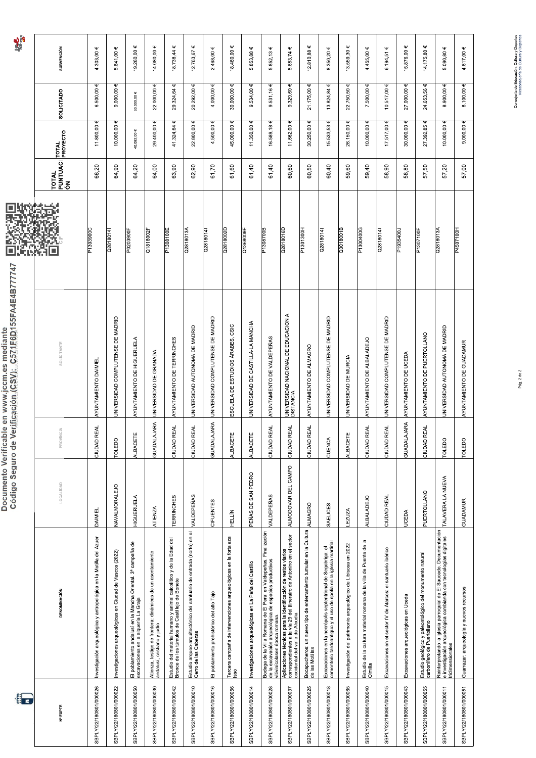| Nº EXPTE. | DENOMINACIÓN | LOCALIDAD | PROVINCIA | SOLICITANTE | CIF | TOTAL PUNTUACIÓN | TOTAL PROYECTO | SOLICITADO | SUBVENCIÓN |
|---|---|---|---|---|---|---|---|---|---|
| SBPLY/22/180801/000026 | Investigación arqueológica y antropológica en la Motilla del Azuer | DAIMIEL | CIUDAD REAL | AYUNTAMIENTO DAIMIEL | P1303900C | 66,20 | 11.800,00 € | 6.500,00 € | 4.303,00 € |
| SBPLY/22/180801/000022 | Investigaciones arqueológicas en Ciudad de Vascos (2022) | NAVALMORALEJO | TOLEDO | UNIVERSIDAD COMPLUTENSE DE MADRID | Q2818014I | 64,90 | 10.000,00 € | 9.000,00 € | 5.841,00 € |
| SBPLY/22/180801/000050 | El poblamiento andalusí en la Mancha Oriental. 3ª campaña de excavaciones en la alquería La Graja | HIGUERUELA | ALBACETE | AYUNTAMIENTO DE HIGUERUELA | P0203900F | 64,20 | 40.082,00 € | 30.000,00 € | 19.260,00 € |
| SBPLY/22/180801/000030 | Atienza, testigo de frontera: dinámicas de un asentamiento andalusí, cristiano y judío | ATIENZA | GUADALAJARA | UNIVERSIDAD DE GRANADA | Q1818002F | 64,00 | 29.400,00 € | 22.000,00 € | 14.080,00 € |
| SBPLY/22/180801/000042 | Estudio del material humano y animal calcolítico y de la Edad del Bronce de los túmulos de Castillejo de Bonete | TERRINCHES | CIUDAD REAL | AYUNTAMIENTO DE TERRINCHES | P1308100E | 63,90 | 41.324,64 € | 29.324,64 € | 18.738,44 € |
| SBPLY/22/180801/000010 | Estudio arqueo-arquitectónico del santuario de entrada (norte) en el Cerro de las Cabezas | VALDEPEÑAS | CIUDAD REAL | UNIVERSIDAD AUTONOMA DE MADRID | Q2818013A | 62,90 | 22.800,00 € | 20.292,00 € | 12.763,67 € |
| SBPLY/22/180801/000016 | El poblamiento prehistórico del alto Tajo | CIFUENTES | GUADALAJARA | UNIVERSIDAD COMPLUTENSE DE MADRID | Q2818014I | 61,70 | 4.500,00 € | 4.000,00 € | 2.468,00 € |
| SBPLY/22/180801/000056 | Tercera campaña de intervenciones arqueológicas en la fortaleza Isso | HELLÍN | ALBACETE | ESCUELA DE ESTUDIOS ÁRABES, CSIC | Q2818002D | 61,60 | 45.000,00 € | 30.000,00 € | 18.480,00 € |
| SBPLY/22/180801/000014 | Investigaciones arqueológicas en La Peña del Castillo | PEÑAS DE SAN PEDRO | ALBACETE | UNIVERSIDAD DE CASTILLA-LA MANCHA | Q1368009E | 61,40 | 11.350,00 € | 9.534,00 € | 5.853,88 € |
| SBPLY/22/180801/000028 | Bodega de la Villa Romana de El Peral en Valdepeñas. Finalización de la excavación arqueológica de espacios productivos vitivinícolasen época romana. | VALDEPEÑAS | CIUDAD REAL | AYUNTAMIENTO DE VALDEPEÑAS | P1308700B | 61,40 | 16.589,18 € | 9.531,16 € | 5.852,13 € |
| SBPLY/22/180801/000037 | Aplicaciones técnicas para la identificación de restos viarios correspondientes a la vía 29 del Itinerario de Antonino en el sector occidental del valle de Alcudia | ALMODOVAR DEL CAMPO | CIUDAD REAL | UNIVERSIDAD NACIONAL DE EDUCACION A DISTANCIA | Q2818016D | 60,60 | 11.662,00 € | 9.329,60 € | 5.653,74 € |
| SBPLY/22/180801/000025 | Bocapucheros: un nuevo tipo de enterramiento tumular en la Cultura de las Motillas | ALMAGRO | CIUDAD REAL | AYUNTAMIENTO DE ALMAGRO | P1301300H | 60,50 | 30.250,00 € | 21.175,00 € | 12.810,88 € |
| SBPLY/22/180801/000018 | Excavaciones en la necrópolis septentrional de Segobriga: el cementerio tardoantiguo y el uso de spolia en la iglesia martirial | SAELICES | CUENCA | UNIVERSIDAD COMPLUTENSE DE MADRID | Q2818014I | 60,40 | 15.533,53 € | 13.824,84 € | 8.350,20 € |
| SBPLY/22/180801/000065 | Investigación del patrimonio arqueológico de Libisosa en 2022 | LEZUZA | ALBACETE | UNIVERSIDAD DE MURCIA | Q3018001B | 59,60 | 26.150,00 € | 22.750,50 € | 13.559,30 € |
| SBPLY/22/180801/000040 | Estudio de la cultura material romana de la villa de Puente de la Olmilla | ALBALADEJO | CIUDAD REAL | AYUNTAMIENTO DE ALBALADEJO | P1300400G | 59,40 | 10.000,00 € | 7.500,00 € | 4.455,00 € |
| SBPLY/22/180801/000015 | Excavaciones en el sector IV de Alarcos: el santuario ibérico | CIUDAD REAL | CIUDAD REAL | UNIVERSIDAD COMPLUTENSE DE MADRID | Q2818014I | 58,90 | 17.517,00 € | 10.517,00 € | 6.194,51 € |
| SBPLY/22/180801/000043 | Excavaciones arqueológicas en Uceda | UCEDA | GUADALAJARA | AYUNTAMIENTO DE UCEDA | P1935400J | 58,80 | 30.000,00 € | 27.000,00 € | 15.876,00 € |
| SBPLY/22/180801/000055 | Estudio geológico y paleontológico del monumento natural carbonífero de Puertollano | PUERTOLLANO | CIUDAD REAL | AYUNTAMIENTO DE PUERTOLLANO | P1307100F | 57,50 | 27.392,85 € | 24.653,56 € | 14.175,80 € |
| SBPLY/22/180801/000011 | Reinterpretando la iglesia parroquial de El Saucedo. Documentación e investigación arqueológica combinando con tecnologías digitales tridimensionales | TALAVERA LA NUEVA | TOLEDO | UNIVERSIDAD AUTONOMA DE MADRID | Q2818013A | 57,20 | 10.000,00 € | 8.900,00 € | 5.090,80 € |
| SBPLY/22/180801/000051 | Guarrazar: arqueología y nuevos recursos | GUADAMUR | TOLEDO | AYUNTAMIENTO DE GUADAMUR | P4507100H | 57,00 | 9.000,00 € | 8.100,00 € | 4.617,00 € |

Consejería de Educación, Cultura y Deportes
Viceconsejería de Cultura y Deportes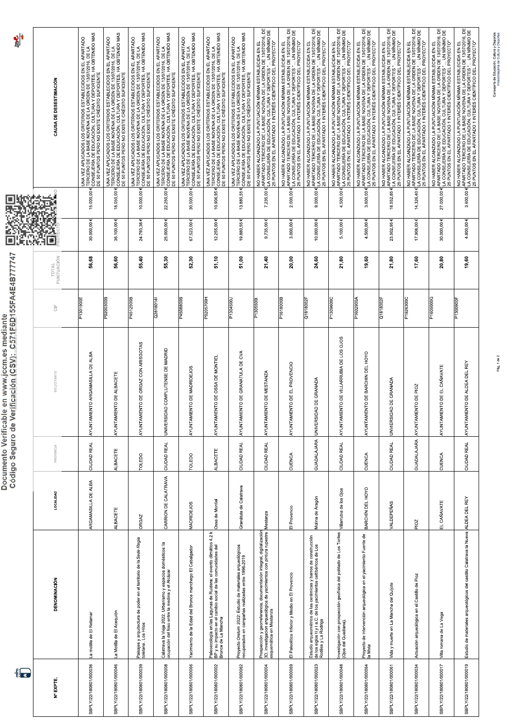**Documento Verificable en www.jccm.es mediante Código Seguro de Verificación (CSV): C571F6D155FA4E4B777747**

| Nº EXPTE. | DENOMINACIÓN | LOCALIDAD | PROVINCIA | SOLICITANTE | CIF | TOTAL PUNTUACIÓN | PROYECTO | | CAUSA DE DESESTIMACIÓN |
|---|---|---|---|---|---|---|---|---|---|
| SBPLY/22/180801/000036 | La motilla de El Retamar | ARGAMASILLA DE ALBA | CIUDAD REAL | AYUNTAMIENTO ARGAMASILLA DE ALBA | P1301900E | 56,68 | 30.000,00 € | 15.000,00 € | UNA VEZ APLICADOS LOS CRITERIOS ESTABLECIDOS EN EL APARTADO TERCERO DE LA BASE NOVENA DE LA ORDEN DE 13/07/2016, DE LA CONSEJERÍA DE EDUCACIÓN, CULTURA Y DEPORTES, HA OBTENIDO MAS DE 50 PUNTOS PERO NO EXISTE CRÉDITO SUFICIENTE |
| SBPLY/22/180801/000046 | La Motilla de El Acequión | ALBACETE | ALBACETE | AYUNTAMIENTO DE ALBACETE | P0200300B | 56,60 | 36.100,00 € | 18.050,00 € | UNA VEZ APLICADOS LOS CRITERIOS ESTABLECIDOS EN EL APARTADO TERCERO DE LA BASE NOVENA DE LA ORDEN DE 13/07/2016, DE LA CONSEJERÍA DE EDUCACIÓN, CULTURA Y DEPORTES, HA OBTENIDO MAS DE 50 PUNTOS PERO NO EXISTE CRÉDITO SUFICIENTE |
| SBPLY/22/180801/000039 | Paisajes y arquitectura de poder en el territorio de la *Sede Regia* toletana. Los Hitos | ORGAZ | TOLEDO | AYUNTAMIENTO DE ORGAZ CON ARISGOTAS | P4512500B | 55,40 | 24.793,38 € | 10.000,00 € | UNA VEZ APLICADOS LOS CRITERIOS ESTABLECIDOS EN EL APARTADO TERCERO DE LA BASE NOVENA DE LA ORDEN DE 13/07/2016, DE LA CONSEJERÍA DE EDUCACIÓN, CULTURA Y DEPORTES, HA OBTENIDO MAS DE 50 PUNTOS PERO NO EXISTE CRÉDITO SUFICIENTE |
| SBPLY/22/180801/000008 | Calatrava la Vieja 2022. Urbanismo y espacios domésticos: la ocupación del foso entre la medina y el Alcázar | CARRION DE CALATRAVA | CIUDAD REAL | UNIVERSIDAD COMPLUTENSE DE MADRID | Q2818014I | 55,30 | 25.000,00 € | 22.250,00 € | UNA VEZ APLICADOS LOS CRITERIOS ESTABLECIDOS EN EL APARTADO TERCERO DE LA BASE NOVENA DE LA ORDEN DE 13/07/2016, DE LA CONSEJERÍA DE EDUCACIÓN, CULTURA Y DEPORTES, HA OBTENIDO MAS DE 50 PUNTOS PERO NO EXISTE CRÉDITO SUFICIENTE |
| SBPLY/22/180801/000066 | Yacimiento de la Edad del Bronce manchego El Cabalgador | MADRIDEJOS | TOLEDO | AYUNTAMIENTO DE MADRIDEJOS | P4508800B | 52,30 | 67.523,00 € | 30.000,00 € | UNA VEZ APLICADOS LOS CRITERIOS ESTABLECIDOS EN EL APARTADO TERCERO DE LA BASE NOVENA DE LA ORDEN DE 13/07/2016, DE LA CONSEJERÍA DE EDUCACIÓN, CULTURA Y DEPORTES, HA OBTENIDO MAS DE 50 PUNTOS PERO NO EXISTE CRÉDITO SUFICIENTE |
| SBPLY/22/180801/000002 | Paleoecología en las Lagunas de Ruidera: el evento climático 4.2 k BP y su impacto en el cambio social de las comunidades del Bronce de La Mancha | Ossa de Montiel | ALBACETE | AYUNTAMIENTO DE OSSA DE MONTIEL | P0205700H | 51,10 | 12.255,00 € | 10.906,95 € | UNA VEZ APLICADOS LOS CRITERIOS ESTABLECIDOS EN EL APARTADO TERCERO DE LA BASE NOVENA DE LA ORDEN DE 13/07/2016, DE LA CONSEJERÍA DE EDUCACIÓN, CULTURA Y DEPORTES, HA OBTENIDO MAS DE 50 PUNTOS PERO NO EXISTE CRÉDITO SUFICIENTE |
| SBPLY/22/180801/000062 | Proyecto Oretum 2022: Estudio de materiales arqueológicos recuperados en campañas realizadas entre 1996-2019 | Granátula de Calatrava | CIUDAD REAL | AYUNTAMIENTO DE GRANATULA DE CVA | P1304500J | 51,00 | 19.880,55 € | 13.880,55 € | UNA VEZ APLICADOS LOS CRITERIOS ESTABLECIDOS EN EL APARTADO TERCERO DE LA BASE NOVENA DE LA ORDEN DE 13/07/2016, DE LA CONSEJERÍA DE EDUCACIÓN, CULTURA Y DEPORTES, HA OBTENIDO MAS DE 50 PUNTOS PERO NO EXISTE CRÉDITO SUFICIENTE |
| SBPLY/22/180801/000004 | Prospección y georreferencia, documentación integral, digitalización 3D, investigación arqueológica de yacimientos con pintura rupestre esquemática en Mestanza | Mestanza | CIUDAD REAL | AYUNTAMIENTO DE MESTANZA | P1305500I | 21,40 | 9.735,00 € | 7.235,00 € | NO HABER ALCANZADO LA PUNTUACIÓN MÍNIMA ESTABLECIDA EN EL APARTADO TERCERO DE LA BASE NOVENA DE LA ORDEN DE 13/07/2016, DE LA CONSEJERÍA DE EDUCACIÓN, CULTURA Y DEPORTES "... UN MÍNIMO DE 25 PUNTOS EN EL APARTADO 1 INTERÉS CIENTÍFICO DEL PROYECTO" |
| SBPLY/22/180801/000069 | El Paleolítico Inferior y Medio en El Provencio | El Provencio | CUENCA | AYUNTAMIENTO DE EL PROVENCIO | P1618000B | 20,00 | 3.000,00 € | 2.000,00 € | NO HABER ALCANZADO LA PUNTUACIÓN MÍNIMA ESTABLECIDA EN EL APARTADO TERCERO DE LA BASE NOVENA DE LA ORDEN DE 13/07/2016, DE LA CONSEJERÍA DE EDUCACIÓN, CULTURA Y DEPORTES "... UN MÍNIMO DE 25 PUNTOS EN EL APARTADO 1 INTERÉS CIENTÍFICO DEL PROYECTO" |
| SBPLY/22/180801/000023 | Estudio arqueométrico de las cerámicas y barros de construcción de los siglos II y I a.C. de los yacimientos celtibéricos de Los Rodiles y La Rodriga | Molina de Aragón | GUADALAJARA | UNIVERSIDAD DE GRANADA | Q1818002F | 24,60 | 10.000,00 € | 9.000,00 € | NO HABER ALCANZADO LA PUNTUACIÓN MÍNIMA ESTABLECIDA EN EL APARTADO TERCERO DE LA BASE NOVENA DE LA ORDEN DE 13/07/2016, DE LA CONSEJERÍA DE EDUCACIÓN, CULTURA Y DEPORTES "... UN MÍNIMO DE 25 PUNTOS EN EL APARTADO 1 INTERÉS CIENTÍFICO DEL PROYECTO" |
| SBPLY/22/180801/000048 | Investigación con prospección geofísica del poblado de Los Toriles (Ojos del Guadiana). | Villarrubia de los Ojos | CIUDAD REAL | AYUNTAMIENTO DE VILLARRUBIA DE LOS OJOS | P1309600C | 21,80 | 5.100,00 € | 4.500,00 € | NO HABER ALCANZADO LA PUNTUACIÓN MÍNIMA ESTABLECIDA EN EL APARTADO TERCERO DE LA BASE NOVENA DE LA ORDEN DE 13/07/2016, DE LA CONSEJERÍA DE EDUCACIÓN, CULTURA Y DEPORTES "... UN MÍNIMO DE 25 PUNTOS EN EL APARTADO 1 INTERÉS CIENTÍFICO DEL PROYECTO" |
| SBPLY/22/180801/000064 | Proyecto de intervención arqueológica en el yacimiento Fuente de la Mota | BARCHÍN DEL HOYO | CUENCA | AYUNTAMIENTO DE BARCHIN DEL HOYO | P1602900A | 19,60 | 4.500,00 € | 3.600,00 € | NO HABER ALCANZADO LA PUNTUACIÓN MÍNIMA ESTABLECIDA EN EL APARTADO TERCERO DE LA BASE NOVENA DE LA ORDEN DE 13/07/2016, DE LA CONSEJERÍA DE EDUCACIÓN, CULTURA Y DEPORTES "... UN MÍNIMO DE 25 PUNTOS EN EL APARTADO 1 INTERÉS CIENTÍFICO DEL PROYECTO" |
| SBPLY/22/180801/000061 | Vida y muerte en La Mancha del Quijote | VALDEPEÑAS | CIUDAD REAL | UNIVERSIDAD DE GRANADA | Q1818002F | 21,80 | 23.502,95 € | 18.552,85 € | NO HABER ALCANZADO LA PUNTUACIÓN MÍNIMA ESTABLECIDA EN EL APARTADO TERCERO DE LA BASE NOVENA DE LA ORDEN DE 13/07/2016, DE LA CONSEJERÍA DE EDUCACIÓN, CULTURA Y DEPORTES "... UN MÍNIMO DE 25 PUNTOS EN EL APARTADO 1 INTERÉS CIENTÍFICO DEL PROYECTO" |
| SBPLY/22/180801/000034 | Actuación arqueológica en el Castillo de Pioz | PIOZ | GUADALAJARA | AYUNTAMIENTO DE PIOZ | P1926300C | 17,60 | 17.908,00 € | 14.326,40 € | NO HABER ALCANZADO LA PUNTUACIÓN MÍNIMA ESTABLECIDA EN EL APARTADO TERCERO DE LA BASE NOVENA DE LA ORDEN DE 13/07/2016, DE LA CONSEJERÍA DE EDUCACIÓN, CULTURA Y DEPORTES "... UN MÍNIMO DE 25 PUNTOS EN EL APARTADO 1 INTERÉS CIENTÍFICO DEL PROYECTO" |
| SBPLY/22/180801/000017 | Villa romana de La Vega | EL CAÑAVATE | CUENCA | AYUNTAMIENTO DE EL CAÑAVATE | P1605000G | 20,80 | 30.000,00 € | 27.000,00 € | NO HABER ALCANZADO LA PUNTUACIÓN MÍNIMA ESTABLECIDA EN EL APARTADO TERCERO DE LA BASE NOVENA DE LA ORDEN DE 13/07/2016, DE LA CONSEJERÍA DE EDUCACIÓN, CULTURA Y DEPORTES "... UN MÍNIMO DE 25 PUNTOS EN EL APARTADO 1 INTERÉS CIENTÍFICO DEL PROYECTO" |
| SBPLY/22/180801/000019 | Estudio de materiales arqueológicos del castillo Calatrava la Nueva | ALDEA DEL REY | CIUDAD REAL | AYUNTAMIENTO DE ALDEA DEL REY | P1300900F | 19,60 | 4.800,00 € | 3.600,00 € | NO HABER ALCANZADO LA PUNTUACIÓN MÍNIMA ESTABLECIDA EN EL APARTADO TERCERO DE LA BASE NOVENA DE LA ORDEN DE 13/07/2016, DE LA CONSEJERÍA DE EDUCACIÓN, CULTURA Y DEPORTES "... UN MÍNIMO DE 25 PUNTOS EN EL APARTADO 1 INTERÉS CIENTÍFICO DEL PROYECTO" |

Consejería de Educación, Cultura y Deportes
Viceconsejería de Cultura y Deportes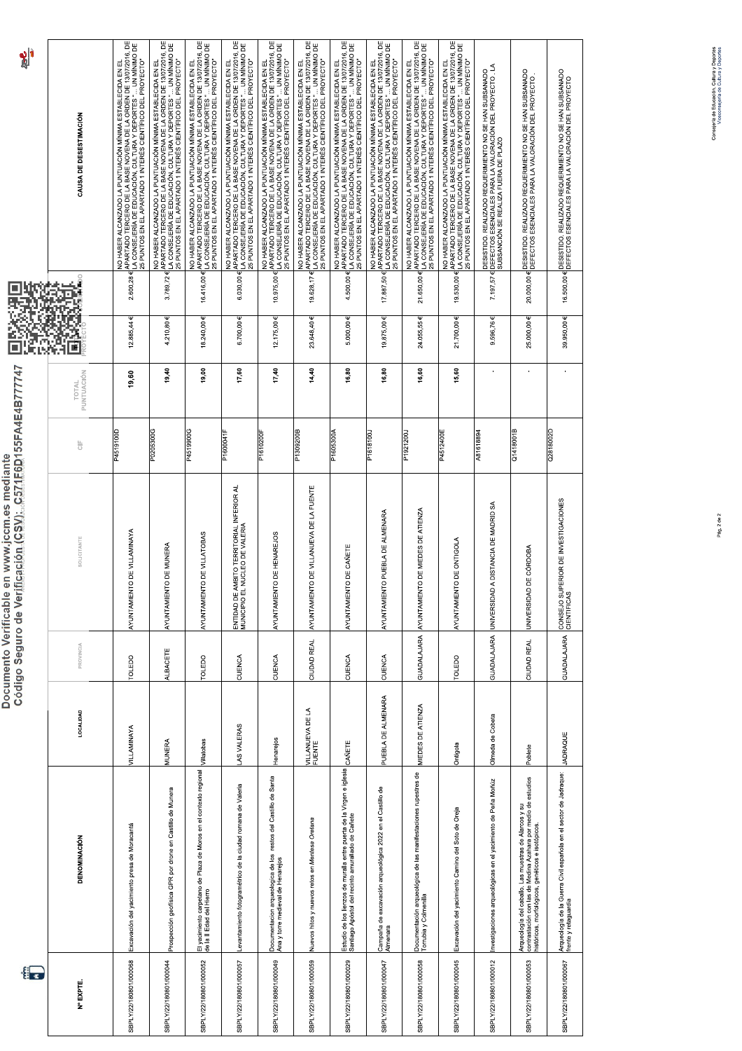Documento Verificable en www.jccm.es mediante Código Seguro de Verificación (CSV): C571F6D155FA4E4B777747

| Nº EXPTE. | DENOMINACIÓN | LOCALIDAD | PROVINCIA | SOLICITANTE | CIF | TOTAL PUNTUACIÓN | PROYECTO | SOLICITADO | CAUSA DE DESESTIMACIÓN |
|---|---|---|---|---|---|---|---|---|---|
| SBPLY/22/180801/000068 | Excavación del yacimiento presa de Moracantá | VILLAMINAYA | TOLEDO | AYUNTAMIENTO DE VILLAMINAYA | P4519100D | 19,60 | 12.885,44 € | 2.600,28 € | NO HABER ALCANZADO LA PUNTUACIÓN MÍNIMA ESTABLECIDA EN EL APARTADO TERCERO DE LA BASE NOVENA DE LA ORDEN DE 13/07/2016, DE LA CONSEJERÍA DE EDUCACIÓN, CULTURA Y DEPORTES "... UN MÍNIMO DE 25 PUNTOS EN EL APARTADO 1 INTERÉS CIENTÍFICO DEL PROYECTO" |
| SBPLY/22/180801/000044 | Prospección geofísica GPR por drone en Castillo de Munera | MUNERA | ALBACETE | AYUNTAMIENTO DE MUNERA | P0205300G | 19,40 | 4.210,80 € | 3.789,72 € | NO HABER ALCANZADO LA PUNTUACIÓN MÍNIMA ESTABLECIDA EN EL APARTADO TERCERO DE LA BASE NOVENA DE LA ORDEN DE 13/07/2016, DE LA CONSEJERÍA DE EDUCACIÓN, CULTURA Y DEPORTES "... UN MÍNIMO DE 25 PUNTOS EN EL APARTADO 1 INTERÉS CIENTÍFICO DEL PROYECTO" |
| SBPLY/22/180801/000052 | El yacimiento carpetano de Plaza de Moros en el contexto regional de la II Edad del Hierro | Villatobas | TOLEDO | AYUNTAMIENTO DE VILLATOBAS | P4519900G | 19,00 | 18.240,00 € | 16.416,00 € | NO HABER ALCANZADO LA PUNTUACIÓN MÍNIMA ESTABLECIDA EN EL APARTADO TERCERO DE LA BASE NOVENA DE LA ORDEN DE 13/07/2016, DE LA CONSEJERÍA DE EDUCACIÓN, CULTURA Y DEPORTES "... UN MÍNIMO DE 25 PUNTOS EN EL APARTADO 1 INTERÉS CIENTÍFICO DEL PROYECTO" |
| SBPLY/22/180801/000057 | Levantamiento fotogramétrico de la ciudad romana de Valeria | LAS VALERAS | CUENCA | ENTIDAD DE ÁMBITO TERRITORIAL INFERIOR AL MUNICIPIO EL NÚCLEO DE VALERIA | P1600041F | 17,60 | 6.700,00 € | 6.030,00 € | NO HABER ALCANZADO LA PUNTUACIÓN MÍNIMA ESTABLECIDA EN EL APARTADO TERCERO DE LA BASE NOVENA DE LA ORDEN DE 13/07/2016, DE LA CONSEJERÍA DE EDUCACIÓN, CULTURA Y DEPORTES "... UN MÍNIMO DE 25 PUNTOS EN EL APARTADO 1 INTERÉS CIENTÍFICO DEL PROYECTO" |
| SBPLY/22/180801/000049 | Documentacion arqueologica de los restos del Castillo de Santa Ana y torre medieval de Henarejos | Henarejos | CUENCA | AYUNTAMIENTO DE HENAREJOS | P1610200F | 17,40 | 12.175,00 € | 10.975,00 € | NO HABER ALCANZADO LA PUNTUACIÓN MÍNIMA ESTABLECIDA EN EL APARTADO TERCERO DE LA BASE NOVENA DE LA ORDEN DE 13/07/2016, DE LA CONSEJERÍA DE EDUCACIÓN, CULTURA Y DEPORTES "... UN MÍNIMO DE 25 PUNTOS EN EL APARTADO 1 INTERÉS CIENTÍFICO DEL PROYECTO" |
| SBPLY/22/180801/000059 | Nuevos hitos y nuevos retos en *Mentesa Oretana* | VILLANUEVA DE LA FUENTE | CIUDAD REAL | AYUNTAMIENTO DE VILLANUEVA DE LA FUENTE | P1309200B | 14,40 | 23.640,40 € | 19.628,17 € | NO HABER ALCANZADO LA PUNTUACIÓN MÍNIMA ESTABLECIDA EN EL APARTADO TERCERO DE LA BASE NOVENA DE LA ORDEN DE 13/07/2016, DE LA CONSEJERÍA DE EDUCACIÓN, CULTURA Y DEPORTES "... UN MÍNIMO DE 25 PUNTOS EN EL APARTADO 1 INTERÉS CIENTÍFICO DEL PROYECTO" |
| SBPLY/22/180801/000029 | Estudio de los lienzos de muralla entre puerta de la Virgen e Iglesia Santiago Apóstol del recinto amurallado de Cañete | CAÑETE | CUENCA | AYUNTAMIENTO DE CAÑETE | P1605300A | 16,80 | 5.000,00 € | 4.500,00 € | NO HABER ALCANZADO LA PUNTUACIÓN MÍNIMA ESTABLECIDA EN EL APARTADO TERCERO DE LA BASE NOVENA DE LA ORDEN DE 13/07/2016, DE LA CONSEJERÍA DE EDUCACIÓN, CULTURA Y DEPORTES "... UN MÍNIMO DE 25 PUNTOS EN EL APARTADO 1 INTERÉS CIENTÍFICO DEL PROYECTO" |
| SBPLY/22/180801/000047 | Campaña de excavación arqueológica 2022 en el Castillo de Almenara | PUEBLA DE ALMENARA | CUENCA | AYUNTAMIENTO PUEBLA DE ALMENARA | P1618100J | 16,80 | 19.875,00 € | 17.887,50 € | NO HABER ALCANZADO LA PUNTUACIÓN MÍNIMA ESTABLECIDA EN EL APARTADO TERCERO DE LA BASE NOVENA DE LA ORDEN DE 13/07/2016, DE LA CONSEJERÍA DE EDUCACIÓN, CULTURA Y DEPORTES "... UN MÍNIMO DE 25 PUNTOS EN EL APARTADO 1 INTERÉS CIENTÍFICO DEL PROYECTO" |
| SBPLY/22/180801/000058 | Documentación arqueológica de las manifestaciones rupestres de Torrubia y Colmenilla | MIEDES DE ATIENZA | GUADALAJARA | AYUNTAMIENTO DE MIEDES DE ATIENZA | P1921200J | 16,60 | 24.055,55 € | 21.650,00 € | NO HABER ALCANZADO LA PUNTUACIÓN MÍNIMA ESTABLECIDA EN EL APARTADO TERCERO DE LA BASE NOVENA DE LA ORDEN DE 13/07/2016, DE LA CONSEJERÍA DE EDUCACIÓN, CULTURA Y DEPORTES "... UN MÍNIMO DE 25 PUNTOS EN EL APARTADO 1 INTERÉS CIENTÍFICO DEL PROYECTO" |
| SBPLY/22/180801/000045 | Excavación del yacimiento Camino del Soto de Oreja | Ontígola | TOLEDO | AYUNTAMIENTO DE ONTIGOLA | P4512400E | 15,60 | 21.700,00 € | 19.530,00 € | NO HABER ALCANZADO LA PUNTUACIÓN MÍNIMA ESTABLECIDA EN EL APARTADO TERCERO DE LA BASE NOVENA DE LA ORDEN DE 13/07/2016, DE LA CONSEJERÍA DE EDUCACIÓN, CULTURA Y DEPORTES "... UN MÍNIMO DE 25 PUNTOS EN EL APARTADO 1 INTERÉS CIENTÍFICO DEL PROYECTO" |
| SBPLY/22/180801/000012 | Investigaciones arqueológicas en el yacimiento de Peña Moñuz | Olmeda de Cobeta | GUADALAJARA | UNIVERSIDAD A DISTANCIA DE MADRID SA | A81618894 | - | 9.596,76 € | 7.197,57 € | DESISTIDO. REALIZADO REQUERIMIENTO NO SE HAN SUBSANADO DEFECTOS ESENCIALES PARA LA VALORACIÓN DEL PROYECTO. LA SUBSANCIÓN SE REALIZA FUERA DE PLAZO |
| SBPLY/22/180801/000053 | Arqueología del caballo. Las muestras de Alarcos y su contrastación con las de Medina Azahara por medio de estudios históricos, morfológicos, genéticos e isotópicos. | Poblete | CIUDAD REAL | UNIVERSIDAD DE CÓRDOBA | Q1418001B | - | 25.000,00 € | 20.000,00 € | DESISTIDO. REALIZADO REQUERIMIENTO NO SE HAN SUBSANADO DEFECTOS ESENCIALES PARA LA VALORACIÓN DEL PROYECTO. |
| SBPLY/22/180801/000067 | Arqueología de la Guerra Civil española en el sector de Jadraque: frente y retaguardia | JADRAQUE | GUADALAJARA | CONSEJO SUPERIOR DE INVESTIGACIONES CIENTÍFICAS | Q2818002D | - | 39.950,00 € | 16.500,00 € | DESISTIDO. REALIZADO REQUERIMIENTO NO SE HAN SUBSANADO DEFECTOS ESENCIALES PARA LA VALORACIÓN DEL PROYECTO |